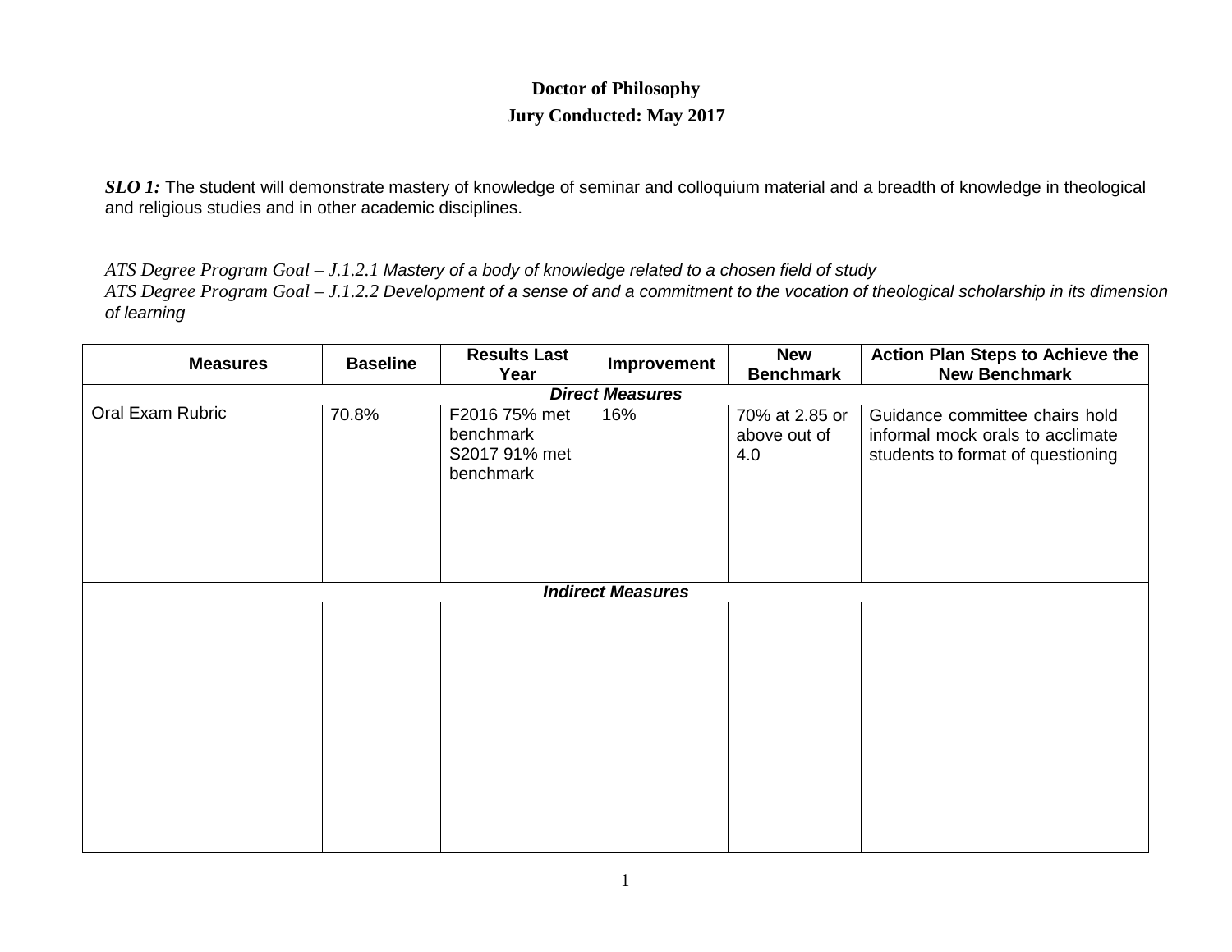**Doctor of Philosophy**

**Jury Conducted: May 2017**

***SLO 1:*** The student will demonstrate mastery of knowledge of seminar and colloquium material and a breadth of knowledge in theological and religious studies and in other academic disciplines.

*ATS Degree Program Goal – J.1.2.1 Mastery of a body of knowledge related to a chosen field of study*
*ATS Degree Program Goal – J.1.2.2 Development of a sense of and a commitment to the vocation of theological scholarship in its dimension of learning*

| Measures | Baseline | Results Last Year | Improvement | New Benchmark | Action Plan Steps to Achieve the New Benchmark |
|---|---|---|---|---|---|
| ***Direct Measures*** | | | | | |
| Oral Exam Rubric | 70.8% | F2016 75% met benchmark S2017 91% met benchmark | 16% | 70% at 2.85 or above out of 4.0 | Guidance committee chairs hold informal mock orals to acclimate students to format of questioning |
| ***Indirect Measures*** | | | | | |
| | | | | | |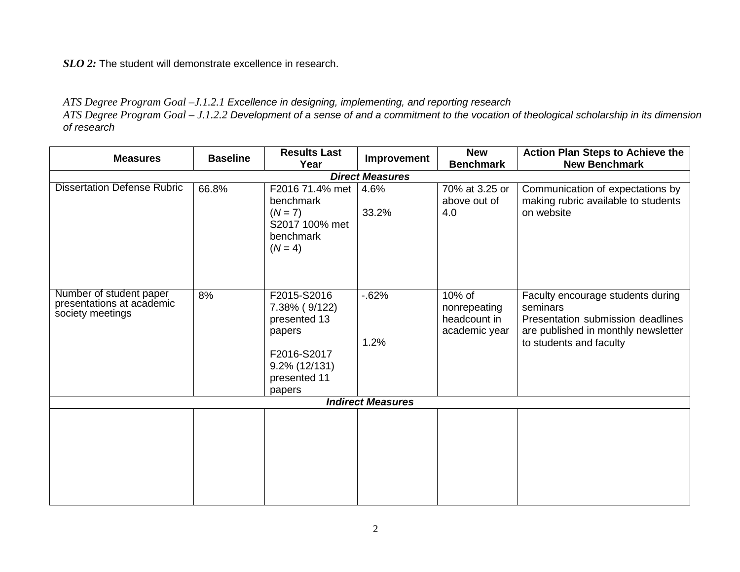***SLO 2:*** The student will demonstrate excellence in research.

*ATS Degree Program Goal –J.1.2.1 Excellence in designing, implementing, and reporting research*
*ATS Degree Program Goal – J.1.2.2 Development of a sense of and a commitment to the vocation of theological scholarship in its dimension of research*

| Measures | Baseline | Results Last Year | Improvement | New Benchmark | Action Plan Steps to Achieve the New Benchmark |
|---|---|---|---|---|---|
| ***Direct Measures*** | | | | | |
| Dissertation Defense Rubric | 66.8% | F2016 71.4% met benchmark (*N* = 7)<br>S2017 100% met benchmark (*N* = 4) | 4.6%<br>33.2% | 70% at 3.25 or above out of 4.0 | Communication of expectations by making rubric available to students on website |
| Number of student paper presentations at academic society meetings | 8% | F2015-S2016 7.38% ( 9/122) presented 13 papers<br>F2016-S2017 9.2% (12/131) presented 11 papers | -.62%<br>1.2% | 10% of nonrepeating headcount in academic year | Faculty encourage students during seminars<br>Presentation submission deadlines are published in monthly newsletter to students and faculty |
| ***Indirect Measures*** | | | | | |
| | | | | | |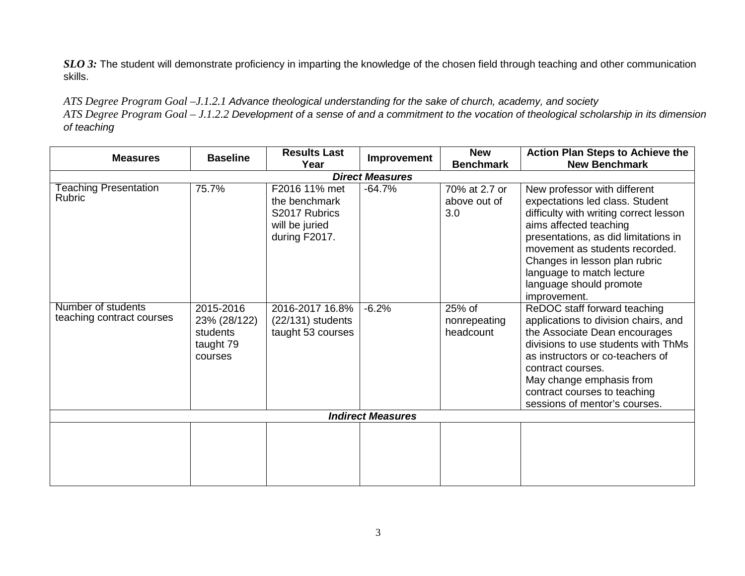***SLO 3:*** The student will demonstrate proficiency in imparting the knowledge of the chosen field through teaching and other communication skills.

*ATS Degree Program Goal –J.1.2.1 Advance theological understanding for the sake of church, academy, and society*
*ATS Degree Program Goal – J.1.2.2 Development of a sense of and a commitment to the vocation of theological scholarship in its dimension of teaching*

| Measures | Baseline | Results Last Year | Improvement | New Benchmark | Action Plan Steps to Achieve the New Benchmark |
|---|---|---|---|---|---|
| ***Direct Measures*** | | | | | |
| Teaching Presentation Rubric | 75.7% | F2016 11% met the benchmark S2017 Rubrics will be juried during F2017. | -64.7% | 70% at 2.7 or above out of 3.0 | New professor with different expectations led class. Student difficulty with writing correct lesson aims affected teaching presentations, as did limitations in movement as students recorded. Changes in lesson plan rubric language to match lecture language should promote improvement. |
| Number of students teaching contract courses | 2015-2016 23% (28/122) students taught 79 courses | 2016-2017 16.8% (22/131) students taught 53 courses | -6.2% | 25% of nonrepeating headcount | ReDOC staff forward teaching applications to division chairs, and the Associate Dean encourages divisions to use students with ThMs as instructors or co-teachers of contract courses. May change emphasis from contract courses to teaching sessions of mentor's courses. |
| ***Indirect Measures*** | | | | | |
| | | | | | |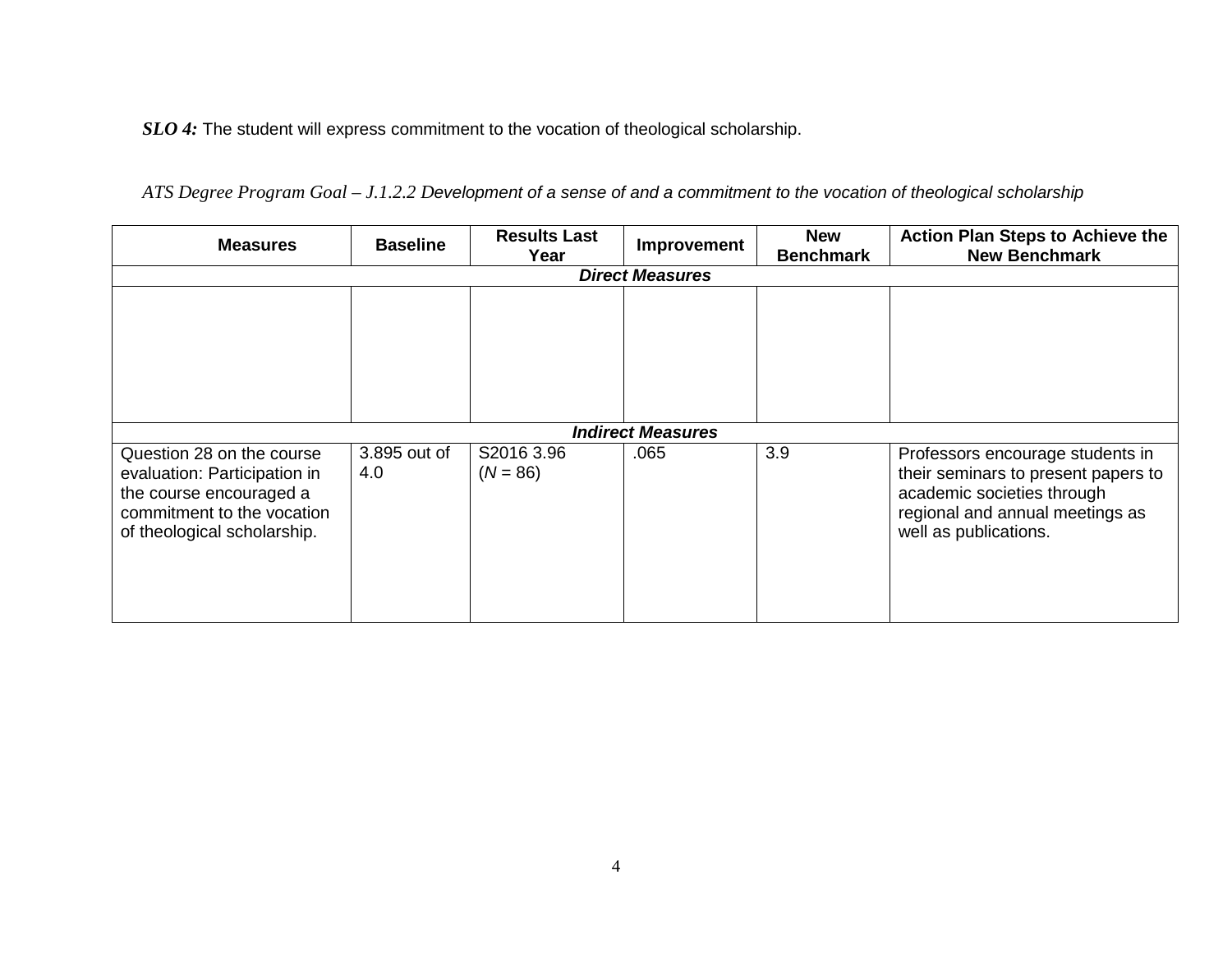***SLO 4:*** The student will express commitment to the vocation of theological scholarship.

*ATS Degree Program Goal – J.1.2.2 Development of a sense of and a commitment to the vocation of theological scholarship*

| Measures | Baseline | Results Last Year | Improvement | New Benchmark | Action Plan Steps to Achieve the New Benchmark |
|---|---|---|---|---|---|
| ***Direct Measures*** | | | | | |
| | | | | | |
| ***Indirect Measures*** | | | | | |
| Question 28 on the course evaluation: Participation in the course encouraged a commitment to the vocation of theological scholarship. | 3.895 out of 4.0 | S2016 3.96 (*N* = 86) | .065 | 3.9 | Professors encourage students in their seminars to present papers to academic societies through regional and annual meetings as well as publications. |